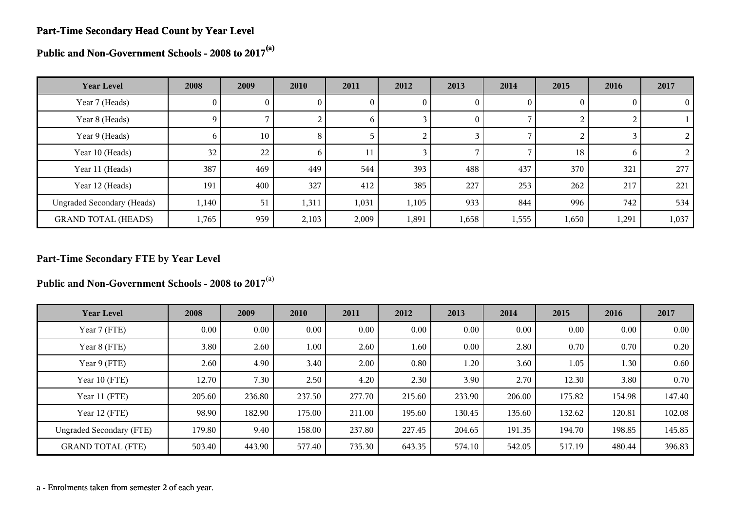## Part-Time Secondary Head Count by Year Level

## Public and Non-Government Schools - 2008 to 2017[(a)]

| Year Level | 2008 | 2009 | 2010 | 2011 | 2012 | 2013 | 2014 | 2015 | 2016 | 2017 |
|---|---|---|---|---|---|---|---|---|---|---|
| Year 7 (Heads) | 0 | 0 | 0 | 0 | 0 | 0 | 0 | 0 | 0 | 0 |
| Year 8 (Heads) | 9 | 7 | 2 | 6 | 3 | 0 | 7 | 2 | 2 | 1 |
| Year 9 (Heads) | 6 | 10 | 8 | 5 | 2 | 3 | 7 | 2 | 3 | 2 |
| Year 10 (Heads) | 32 | 22 | 6 | 11 | 3 | 7 | 7 | 18 | 6 | 2 |
| Year 11 (Heads) | 387 | 469 | 449 | 544 | 393 | 488 | 437 | 370 | 321 | 277 |
| Year 12 (Heads) | 191 | 400 | 327 | 412 | 385 | 227 | 253 | 262 | 217 | 221 |
| Ungraded Secondary (Heads) | 1,140 | 51 | 1,311 | 1,031 | 1,105 | 933 | 844 | 996 | 742 | 534 |
| GRAND TOTAL (HEADS) | 1,765 | 959 | 2,103 | 2,009 | 1,891 | 1,658 | 1,555 | 1,650 | 1,291 | 1,037 |

## Part-Time Secondary FTE by Year Level

## Public and Non-Government Schools - 2008 to 2017[(a)]

| Year Level | 2008 | 2009 | 2010 | 2011 | 2012 | 2013 | 2014 | 2015 | 2016 | 2017 |
|---|---|---|---|---|---|---|---|---|---|---|
| Year 7 (FTE) | 0.00 | 0.00 | 0.00 | 0.00 | 0.00 | 0.00 | 0.00 | 0.00 | 0.00 | 0.00 |
| Year 8 (FTE) | 3.80 | 2.60 | 1.00 | 2.60 | 1.60 | 0.00 | 2.80 | 0.70 | 0.70 | 0.20 |
| Year 9 (FTE) | 2.60 | 4.90 | 3.40 | 2.00 | 0.80 | 1.20 | 3.60 | 1.05 | 1.30 | 0.60 |
| Year 10 (FTE) | 12.70 | 7.30 | 2.50 | 4.20 | 2.30 | 3.90 | 2.70 | 12.30 | 3.80 | 0.70 |
| Year 11 (FTE) | 205.60 | 236.80 | 237.50 | 277.70 | 215.60 | 233.90 | 206.00 | 175.82 | 154.98 | 147.40 |
| Year 12 (FTE) | 98.90 | 182.90 | 175.00 | 211.00 | 195.60 | 130.45 | 135.60 | 132.62 | 120.81 | 102.08 |
| Ungraded Secondary (FTE) | 179.80 | 9.40 | 158.00 | 237.80 | 227.45 | 204.65 | 191.35 | 194.70 | 198.85 | 145.85 |
| GRAND TOTAL (FTE) | 503.40 | 443.90 | 577.40 | 735.30 | 643.35 | 574.10 | 542.05 | 517.19 | 480.44 | 396.83 |

a - Enrolments taken from semester 2 of each year.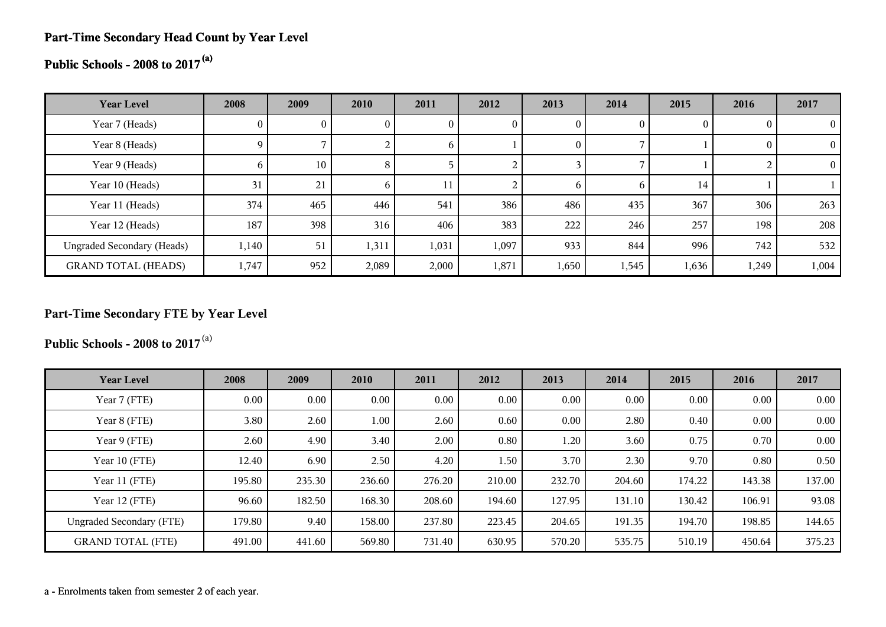## Part-Time Secondary Head Count by Year Level

### Public Schools - 2008 to 2017 [(a)]

| Year Level | 2008 | 2009 | 2010 | 2011 | 2012 | 2013 | 2014 | 2015 | 2016 | 2017 |
|---|---|---|---|---|---|---|---|---|---|---|
| Year 7 (Heads) | 0 | 0 | 0 | 0 | 0 | 0 | 0 | 0 | 0 | 0 |
| Year 8 (Heads) | 9 | 7 | 2 | 6 | 1 | 0 | 7 | 1 | 0 | 0 |
| Year 9 (Heads) | 6 | 10 | 8 | 5 | 2 | 3 | 7 | 1 | 2 | 0 |
| Year 10 (Heads) | 31 | 21 | 6 | 11 | 2 | 6 | 6 | 14 | 1 | 1 |
| Year 11 (Heads) | 374 | 465 | 446 | 541 | 386 | 486 | 435 | 367 | 306 | 263 |
| Year 12 (Heads) | 187 | 398 | 316 | 406 | 383 | 222 | 246 | 257 | 198 | 208 |
| Ungraded Secondary (Heads) | 1,140 | 51 | 1,311 | 1,031 | 1,097 | 933 | 844 | 996 | 742 | 532 |
| GRAND TOTAL (HEADS) | 1,747 | 952 | 2,089 | 2,000 | 1,871 | 1,650 | 1,545 | 1,636 | 1,249 | 1,004 |

## Part-Time Secondary FTE by Year Level

### Public Schools - 2008 to 2017 [(a)]

| Year Level | 2008 | 2009 | 2010 | 2011 | 2012 | 2013 | 2014 | 2015 | 2016 | 2017 |
|---|---|---|---|---|---|---|---|---|---|---|
| Year 7 (FTE) | 0.00 | 0.00 | 0.00 | 0.00 | 0.00 | 0.00 | 0.00 | 0.00 | 0.00 | 0.00 |
| Year 8 (FTE) | 3.80 | 2.60 | 1.00 | 2.60 | 0.60 | 0.00 | 2.80 | 0.40 | 0.00 | 0.00 |
| Year 9 (FTE) | 2.60 | 4.90 | 3.40 | 2.00 | 0.80 | 1.20 | 3.60 | 0.75 | 0.70 | 0.00 |
| Year 10 (FTE) | 12.40 | 6.90 | 2.50 | 4.20 | 1.50 | 3.70 | 2.30 | 9.70 | 0.80 | 0.50 |
| Year 11 (FTE) | 195.80 | 235.30 | 236.60 | 276.20 | 210.00 | 232.70 | 204.60 | 174.22 | 143.38 | 137.00 |
| Year 12 (FTE) | 96.60 | 182.50 | 168.30 | 208.60 | 194.60 | 127.95 | 131.10 | 130.42 | 106.91 | 93.08 |
| Ungraded Secondary (FTE) | 179.80 | 9.40 | 158.00 | 237.80 | 223.45 | 204.65 | 191.35 | 194.70 | 198.85 | 144.65 |
| GRAND TOTAL (FTE) | 491.00 | 441.60 | 569.80 | 731.40 | 630.95 | 570.20 | 535.75 | 510.19 | 450.64 | 375.23 |

a - Enrolments taken from semester 2 of each year.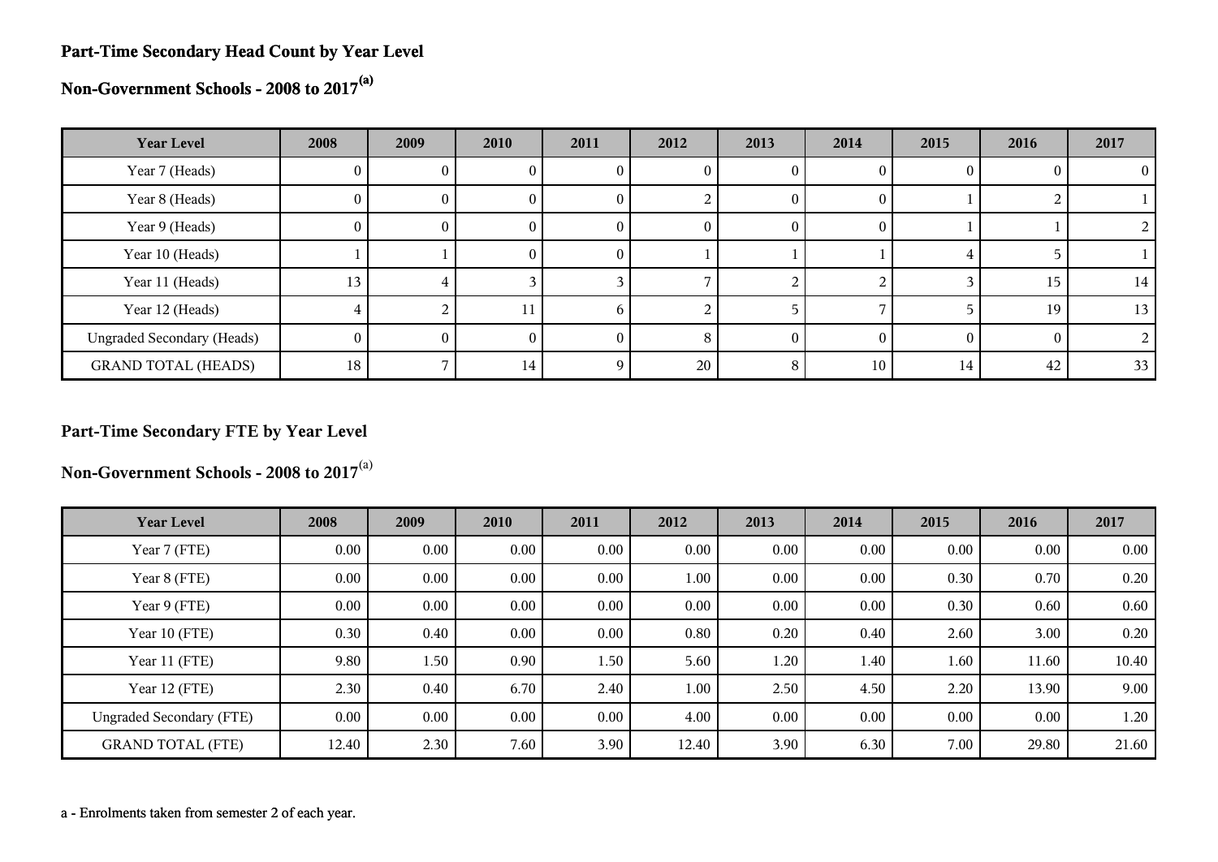## Part-Time Secondary Head Count by Year Level

## Non-Government Schools - 2008 to 2017[a]

| Year Level | 2008 | 2009 | 2010 | 2011 | 2012 | 2013 | 2014 | 2015 | 2016 | 2017 |
|---|---|---|---|---|---|---|---|---|---|---|
| Year 7 (Heads) | 0 | 0 | 0 | 0 | 0 | 0 | 0 | 0 | 0 | 0 |
| Year 8 (Heads) | 0 | 0 | 0 | 0 | 2 | 0 | 0 | 1 | 2 | 1 |
| Year 9 (Heads) | 0 | 0 | 0 | 0 | 0 | 0 | 0 | 1 | 1 | 2 |
| Year 10 (Heads) | 1 | 1 | 0 | 0 | 1 | 1 | 1 | 4 | 5 | 1 |
| Year 11 (Heads) | 13 | 4 | 3 | 3 | 7 | 2 | 2 | 3 | 15 | 14 |
| Year 12 (Heads) | 4 | 2 | 11 | 6 | 2 | 5 | 7 | 5 | 19 | 13 |
| Ungraded Secondary (Heads) | 0 | 0 | 0 | 0 | 8 | 0 | 0 | 0 | 0 | 2 |
| GRAND TOTAL (HEADS) | 18 | 7 | 14 | 9 | 20 | 8 | 10 | 14 | 42 | 33 |

## Part-Time Secondary FTE by Year Level

## Non-Government Schools - 2008 to 2017[a]

| Year Level | 2008 | 2009 | 2010 | 2011 | 2012 | 2013 | 2014 | 2015 | 2016 | 2017 |
|---|---|---|---|---|---|---|---|---|---|---|
| Year 7 (FTE) | 0.00 | 0.00 | 0.00 | 0.00 | 0.00 | 0.00 | 0.00 | 0.00 | 0.00 | 0.00 |
| Year 8 (FTE) | 0.00 | 0.00 | 0.00 | 0.00 | 1.00 | 0.00 | 0.00 | 0.30 | 0.70 | 0.20 |
| Year 9 (FTE) | 0.00 | 0.00 | 0.00 | 0.00 | 0.00 | 0.00 | 0.00 | 0.30 | 0.60 | 0.60 |
| Year 10 (FTE) | 0.30 | 0.40 | 0.00 | 0.00 | 0.80 | 0.20 | 0.40 | 2.60 | 3.00 | 0.20 |
| Year 11 (FTE) | 9.80 | 1.50 | 0.90 | 1.50 | 5.60 | 1.20 | 1.40 | 1.60 | 11.60 | 10.40 |
| Year 12 (FTE) | 2.30 | 0.40 | 6.70 | 2.40 | 1.00 | 2.50 | 4.50 | 2.20 | 13.90 | 9.00 |
| Ungraded Secondary (FTE) | 0.00 | 0.00 | 0.00 | 0.00 | 4.00 | 0.00 | 0.00 | 0.00 | 0.00 | 1.20 |
| GRAND TOTAL (FTE) | 12.40 | 2.30 | 7.60 | 3.90 | 12.40 | 3.90 | 6.30 | 7.00 | 29.80 | 21.60 |

a - Enrolments taken from semester 2 of each year.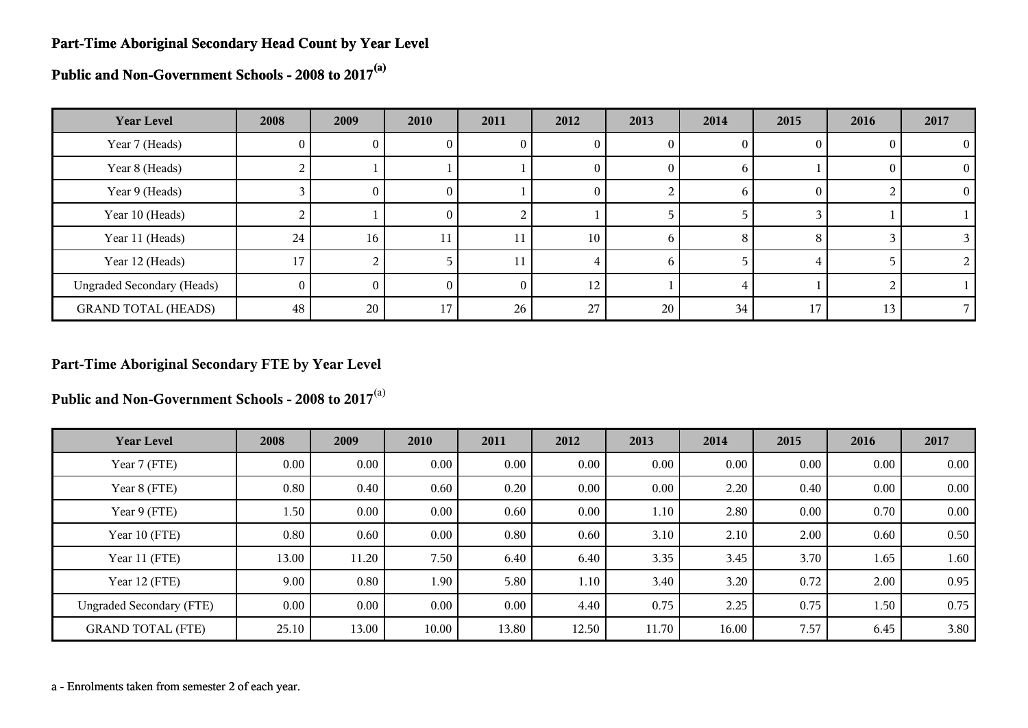## Part-Time Aboriginal Secondary Head Count by Year Level

## Public and Non-Government Schools - 2008 to 2017[a]

| Year Level | 2008 | 2009 | 2010 | 2011 | 2012 | 2013 | 2014 | 2015 | 2016 | 2017 |
|---|---|---|---|---|---|---|---|---|---|---|
| Year 7 (Heads) | 0 | 0 | 0 | 0 | 0 | 0 | 0 | 0 | 0 | 0 |
| Year 8 (Heads) | 2 | 1 | 1 | 1 | 0 | 0 | 6 | 1 | 0 | 0 |
| Year 9 (Heads) | 3 | 0 | 0 | 1 | 0 | 2 | 6 | 0 | 2 | 0 |
| Year 10 (Heads) | 2 | 1 | 0 | 2 | 1 | 5 | 5 | 3 | 1 | 1 |
| Year 11 (Heads) | 24 | 16 | 11 | 11 | 10 | 6 | 8 | 8 | 3 | 3 |
| Year 12 (Heads) | 17 | 2 | 5 | 11 | 4 | 6 | 5 | 4 | 5 | 2 |
| Ungraded Secondary (Heads) | 0 | 0 | 0 | 0 | 12 | 1 | 4 | 1 | 2 | 1 |
| GRAND TOTAL (HEADS) | 48 | 20 | 17 | 26 | 27 | 20 | 34 | 17 | 13 | 7 |

## Part-Time Aboriginal Secondary FTE by Year Level

## Public and Non-Government Schools - 2008 to 2017[a]

| Year Level | 2008 | 2009 | 2010 | 2011 | 2012 | 2013 | 2014 | 2015 | 2016 | 2017 |
|---|---|---|---|---|---|---|---|---|---|---|
| Year 7 (FTE) | 0.00 | 0.00 | 0.00 | 0.00 | 0.00 | 0.00 | 0.00 | 0.00 | 0.00 | 0.00 |
| Year 8 (FTE) | 0.80 | 0.40 | 0.60 | 0.20 | 0.00 | 0.00 | 2.20 | 0.40 | 0.00 | 0.00 |
| Year 9 (FTE) | 1.50 | 0.00 | 0.00 | 0.60 | 0.00 | 1.10 | 2.80 | 0.00 | 0.70 | 0.00 |
| Year 10 (FTE) | 0.80 | 0.60 | 0.00 | 0.80 | 0.60 | 3.10 | 2.10 | 2.00 | 0.60 | 0.50 |
| Year 11 (FTE) | 13.00 | 11.20 | 7.50 | 6.40 | 6.40 | 3.35 | 3.45 | 3.70 | 1.65 | 1.60 |
| Year 12 (FTE) | 9.00 | 0.80 | 1.90 | 5.80 | 1.10 | 3.40 | 3.20 | 0.72 | 2.00 | 0.95 |
| Ungraded Secondary (FTE) | 0.00 | 0.00 | 0.00 | 0.00 | 4.40 | 0.75 | 2.25 | 0.75 | 1.50 | 0.75 |
| GRAND TOTAL (FTE) | 25.10 | 13.00 | 10.00 | 13.80 | 12.50 | 11.70 | 16.00 | 7.57 | 6.45 | 3.80 |

a - Enrolments taken from semester 2 of each year.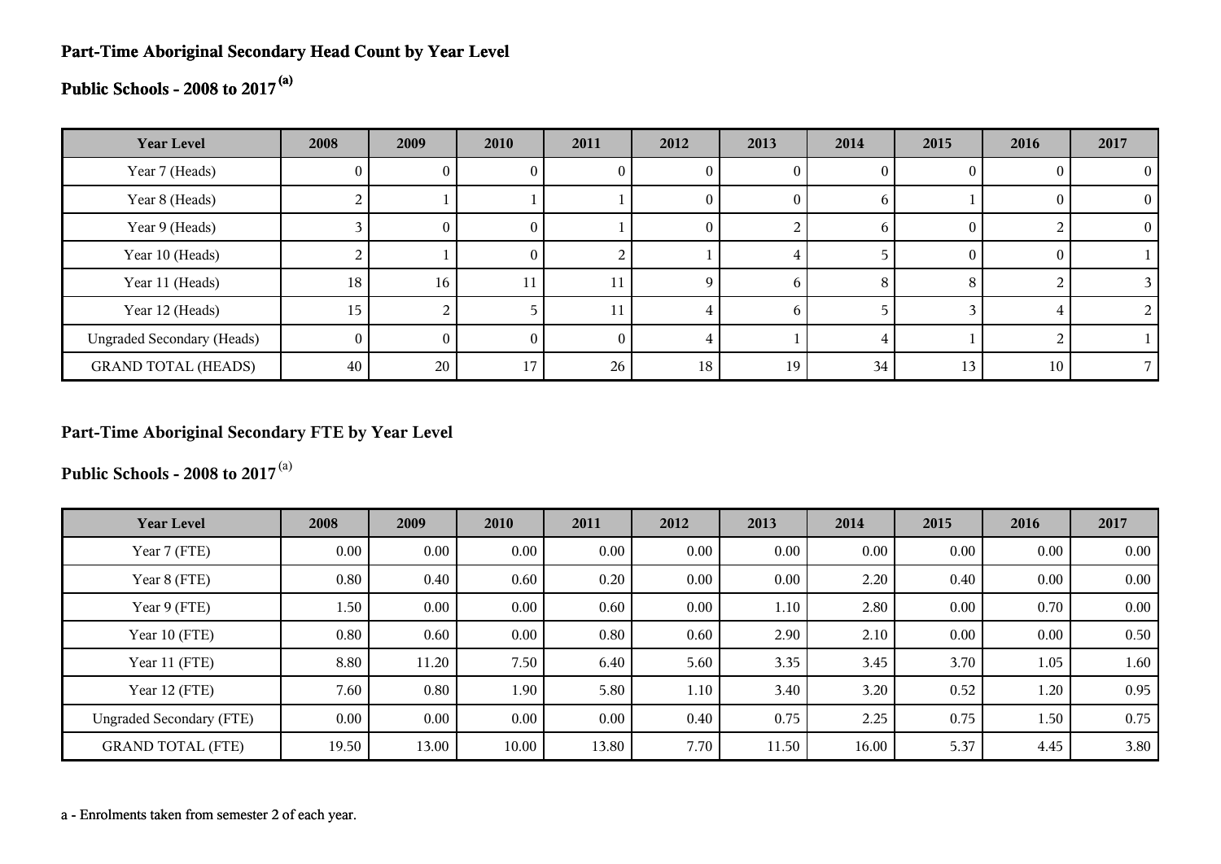## Part-Time Aboriginal Secondary Head Count by Year Level

## Public Schools - 2008 to 2017 [(a)]

| Year Level | 2008 | 2009 | 2010 | 2011 | 2012 | 2013 | 2014 | 2015 | 2016 | 2017 |
|---|---|---|---|---|---|---|---|---|---|---|
| Year 7 (Heads) | 0 | 0 | 0 | 0 | 0 | 0 | 0 | 0 | 0 | 0 |
| Year 8 (Heads) | 2 | 1 | 1 | 1 | 0 | 0 | 6 | 1 | 0 | 0 |
| Year 9 (Heads) | 3 | 0 | 0 | 1 | 0 | 2 | 6 | 0 | 2 | 0 |
| Year 10 (Heads) | 2 | 1 | 0 | 2 | 1 | 4 | 5 | 0 | 0 | 1 |
| Year 11 (Heads) | 18 | 16 | 11 | 11 | 9 | 6 | 8 | 8 | 2 | 3 |
| Year 12 (Heads) | 15 | 2 | 5 | 11 | 4 | 6 | 5 | 3 | 4 | 2 |
| Ungraded Secondary (Heads) | 0 | 0 | 0 | 0 | 4 | 1 | 4 | 1 | 2 | 1 |
| GRAND TOTAL (HEADS) | 40 | 20 | 17 | 26 | 18 | 19 | 34 | 13 | 10 | 7 |

## Part-Time Aboriginal Secondary FTE by Year Level

## Public Schools - 2008 to 2017 [(a)]

| Year Level | 2008 | 2009 | 2010 | 2011 | 2012 | 2013 | 2014 | 2015 | 2016 | 2017 |
|---|---|---|---|---|---|---|---|---|---|---|
| Year 7 (FTE) | 0.00 | 0.00 | 0.00 | 0.00 | 0.00 | 0.00 | 0.00 | 0.00 | 0.00 | 0.00 |
| Year 8 (FTE) | 0.80 | 0.40 | 0.60 | 0.20 | 0.00 | 0.00 | 2.20 | 0.40 | 0.00 | 0.00 |
| Year 9 (FTE) | 1.50 | 0.00 | 0.00 | 0.60 | 0.00 | 1.10 | 2.80 | 0.00 | 0.70 | 0.00 |
| Year 10 (FTE) | 0.80 | 0.60 | 0.00 | 0.80 | 0.60 | 2.90 | 2.10 | 0.00 | 0.00 | 0.50 |
| Year 11 (FTE) | 8.80 | 11.20 | 7.50 | 6.40 | 5.60 | 3.35 | 3.45 | 3.70 | 1.05 | 1.60 |
| Year 12 (FTE) | 7.60 | 0.80 | 1.90 | 5.80 | 1.10 | 3.40 | 3.20 | 0.52 | 1.20 | 0.95 |
| Ungraded Secondary (FTE) | 0.00 | 0.00 | 0.00 | 0.00 | 0.40 | 0.75 | 2.25 | 0.75 | 1.50 | 0.75 |
| GRAND TOTAL (FTE) | 19.50 | 13.00 | 10.00 | 13.80 | 7.70 | 11.50 | 16.00 | 5.37 | 4.45 | 3.80 |

a - Enrolments taken from semester 2 of each year.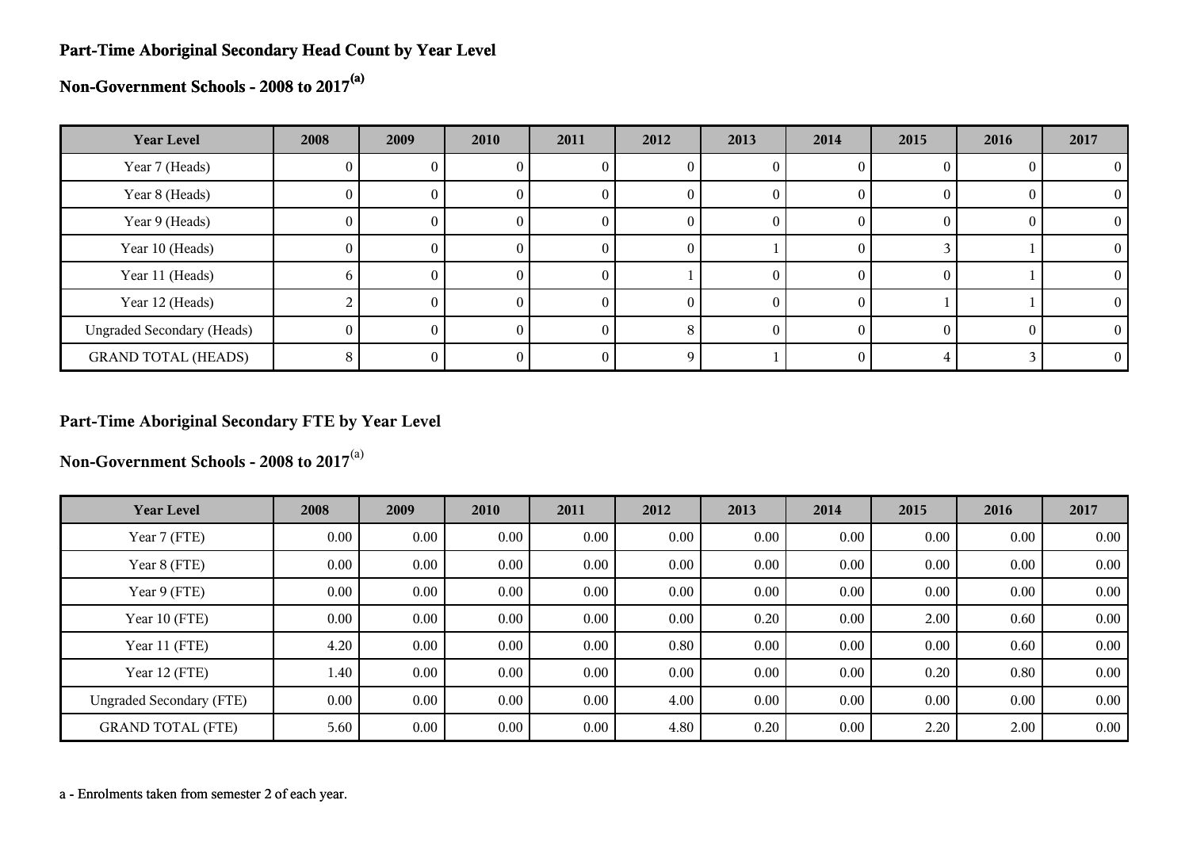**Part-Time Aboriginal Secondary Head Count by Year Level**

**Non-Government Schools - 2008 to 2017[(a)]**

| Year Level | 2008 | 2009 | 2010 | 2011 | 2012 | 2013 | 2014 | 2015 | 2016 | 2017 |
|---|---|---|---|---|---|---|---|---|---|---|
| Year 7 (Heads) | 0 | 0 | 0 | 0 | 0 | 0 | 0 | 0 | 0 | 0 |
| Year 8 (Heads) | 0 | 0 | 0 | 0 | 0 | 0 | 0 | 0 | 0 | 0 |
| Year 9 (Heads) | 0 | 0 | 0 | 0 | 0 | 0 | 0 | 0 | 0 | 0 |
| Year 10 (Heads) | 0 | 0 | 0 | 0 | 0 | 1 | 0 | 3 | 1 | 0 |
| Year 11 (Heads) | 6 | 0 | 0 | 0 | 1 | 0 | 0 | 0 | 1 | 0 |
| Year 12 (Heads) | 2 | 0 | 0 | 0 | 0 | 0 | 0 | 1 | 1 | 0 |
| Ungraded Secondary (Heads) | 0 | 0 | 0 | 0 | 8 | 0 | 0 | 0 | 0 | 0 |
| GRAND TOTAL (HEADS) | 8 | 0 | 0 | 0 | 9 | 1 | 0 | 4 | 3 | 0 |

**Part-Time Aboriginal Secondary FTE by Year Level**

**Non-Government Schools - 2008 to 2017[(a)]**

| Year Level | 2008 | 2009 | 2010 | 2011 | 2012 | 2013 | 2014 | 2015 | 2016 | 2017 |
|---|---|---|---|---|---|---|---|---|---|---|
| Year 7 (FTE) | 0.00 | 0.00 | 0.00 | 0.00 | 0.00 | 0.00 | 0.00 | 0.00 | 0.00 | 0.00 |
| Year 8 (FTE) | 0.00 | 0.00 | 0.00 | 0.00 | 0.00 | 0.00 | 0.00 | 0.00 | 0.00 | 0.00 |
| Year 9 (FTE) | 0.00 | 0.00 | 0.00 | 0.00 | 0.00 | 0.00 | 0.00 | 0.00 | 0.00 | 0.00 |
| Year 10 (FTE) | 0.00 | 0.00 | 0.00 | 0.00 | 0.00 | 0.20 | 0.00 | 2.00 | 0.60 | 0.00 |
| Year 11 (FTE) | 4.20 | 0.00 | 0.00 | 0.00 | 0.80 | 0.00 | 0.00 | 0.00 | 0.60 | 0.00 |
| Year 12 (FTE) | 1.40 | 0.00 | 0.00 | 0.00 | 0.00 | 0.00 | 0.00 | 0.20 | 0.80 | 0.00 |
| Ungraded Secondary (FTE) | 0.00 | 0.00 | 0.00 | 0.00 | 4.00 | 0.00 | 0.00 | 0.00 | 0.00 | 0.00 |
| GRAND TOTAL (FTE) | 5.60 | 0.00 | 0.00 | 0.00 | 4.80 | 0.20 | 0.00 | 2.20 | 2.00 | 0.00 |

a - Enrolments taken from semester 2 of each year.